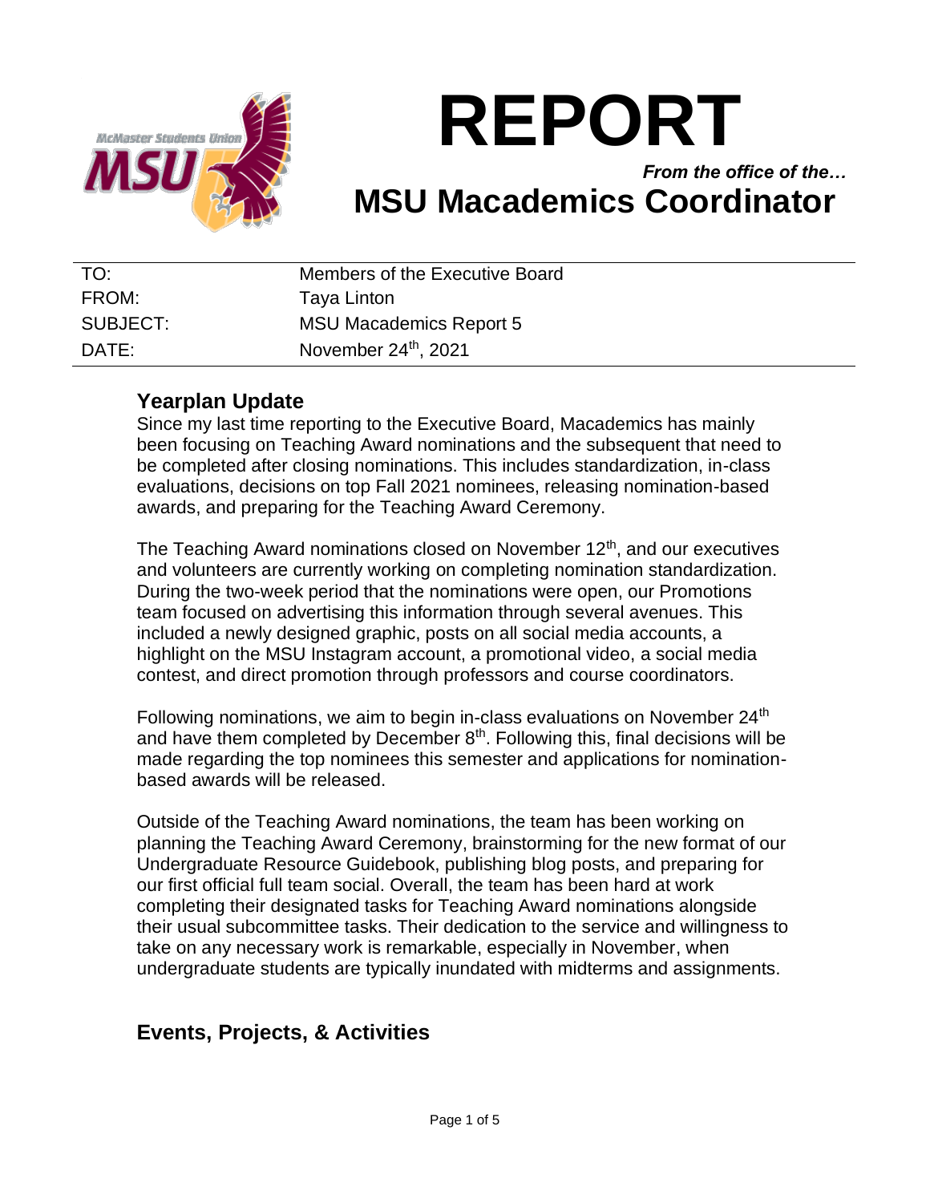# REPORT

*From the office of the…*

## MSU Macademics Coordinator

| TO: | Members of the Executive Board |
|---|---|
| FROM: | Taya Linton |
| SUBJECT: | MSU Macademics Report 5 |
| DATE: | November 24th, 2021 |

### Yearplan Update

Since my last time reporting to the Executive Board, Macademics has mainly been focusing on Teaching Award nominations and the subsequent that need to be completed after closing nominations. This includes standardization, in-class evaluations, decisions on top Fall 2021 nominees, releasing nomination-based awards, and preparing for the Teaching Award Ceremony.

The Teaching Award nominations closed on November 12th, and our executives and volunteers are currently working on completing nomination standardization. During the two-week period that the nominations were open, our Promotions team focused on advertising this information through several avenues. This included a newly designed graphic, posts on all social media accounts, a highlight on the MSU Instagram account, a promotional video, a social media contest, and direct promotion through professors and course coordinators.

Following nominations, we aim to begin in-class evaluations on November 24th and have them completed by December 8th. Following this, final decisions will be made regarding the top nominees this semester and applications for nomination-based awards will be released.

Outside of the Teaching Award nominations, the team has been working on planning the Teaching Award Ceremony, brainstorming for the new format of our Undergraduate Resource Guidebook, publishing blog posts, and preparing for our first official full team social. Overall, the team has been hard at work completing their designated tasks for Teaching Award nominations alongside their usual subcommittee tasks. Their dedication to the service and willingness to take on any necessary work is remarkable, especially in November, when undergraduate students are typically inundated with midterms and assignments.

### Events, Projects, & Activities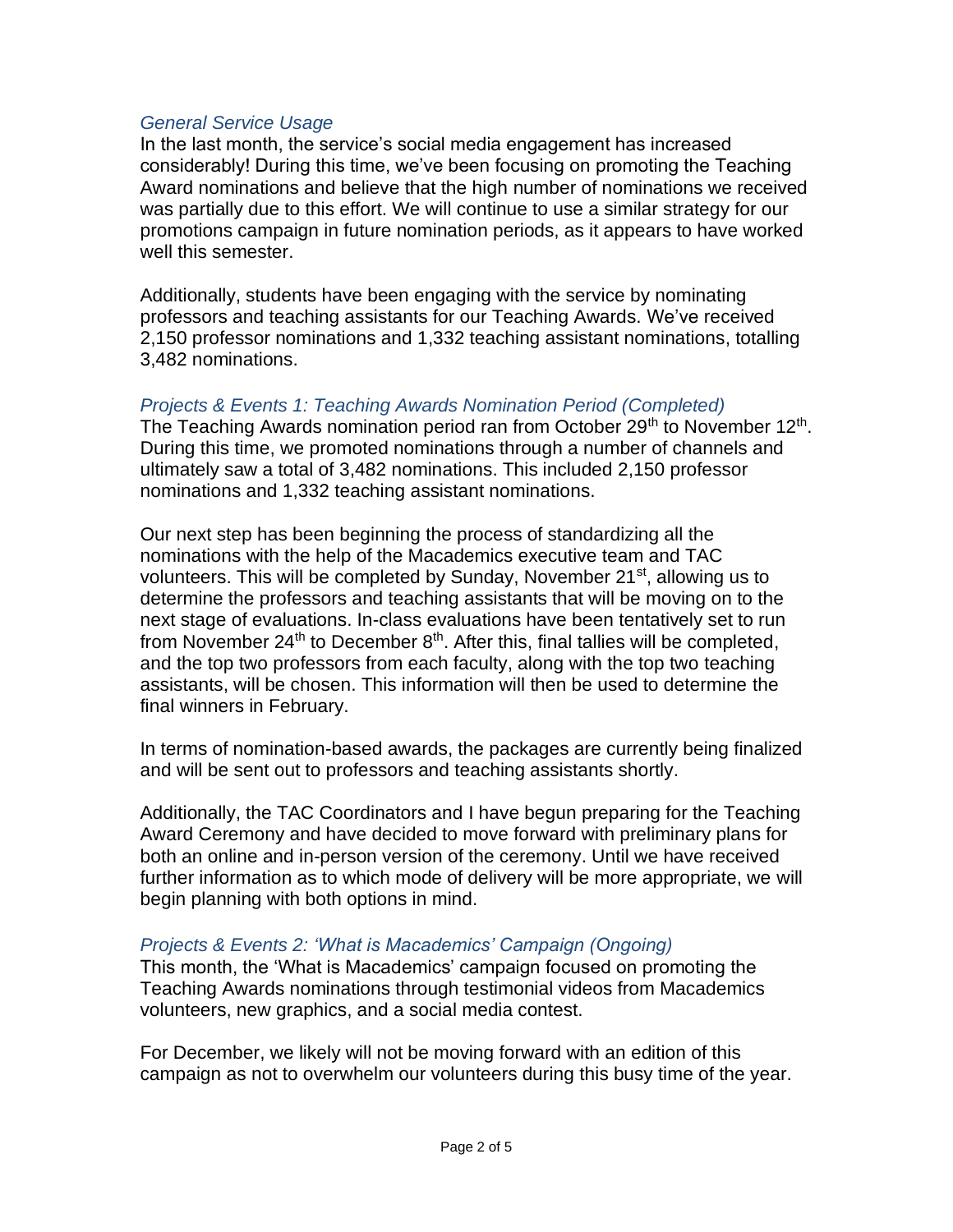### *General Service Usage*

In the last month, the service's social media engagement has increased considerably! During this time, we've been focusing on promoting the Teaching Award nominations and believe that the high number of nominations we received was partially due to this effort. We will continue to use a similar strategy for our promotions campaign in future nomination periods, as it appears to have worked well this semester.

Additionally, students have been engaging with the service by nominating professors and teaching assistants for our Teaching Awards. We've received 2,150 professor nominations and 1,332 teaching assistant nominations, totalling 3,482 nominations.

### *Projects & Events 1: Teaching Awards Nomination Period (Completed)*

The Teaching Awards nomination period ran from October 29th to November 12th. During this time, we promoted nominations through a number of channels and ultimately saw a total of 3,482 nominations. This included 2,150 professor nominations and 1,332 teaching assistant nominations.

Our next step has been beginning the process of standardizing all the nominations with the help of the Macademics executive team and TAC volunteers. This will be completed by Sunday, November 21st, allowing us to determine the professors and teaching assistants that will be moving on to the next stage of evaluations. In-class evaluations have been tentatively set to run from November 24th to December 8th. After this, final tallies will be completed, and the top two professors from each faculty, along with the top two teaching assistants, will be chosen. This information will then be used to determine the final winners in February.

In terms of nomination-based awards, the packages are currently being finalized and will be sent out to professors and teaching assistants shortly.

Additionally, the TAC Coordinators and I have begun preparing for the Teaching Award Ceremony and have decided to move forward with preliminary plans for both an online and in-person version of the ceremony. Until we have received further information as to which mode of delivery will be more appropriate, we will begin planning with both options in mind.

### *Projects & Events 2: 'What is Macademics' Campaign (Ongoing)*

This month, the 'What is Macademics' campaign focused on promoting the Teaching Awards nominations through testimonial videos from Macademics volunteers, new graphics, and a social media contest.

For December, we likely will not be moving forward with an edition of this campaign as not to overwhelm our volunteers during this busy time of the year.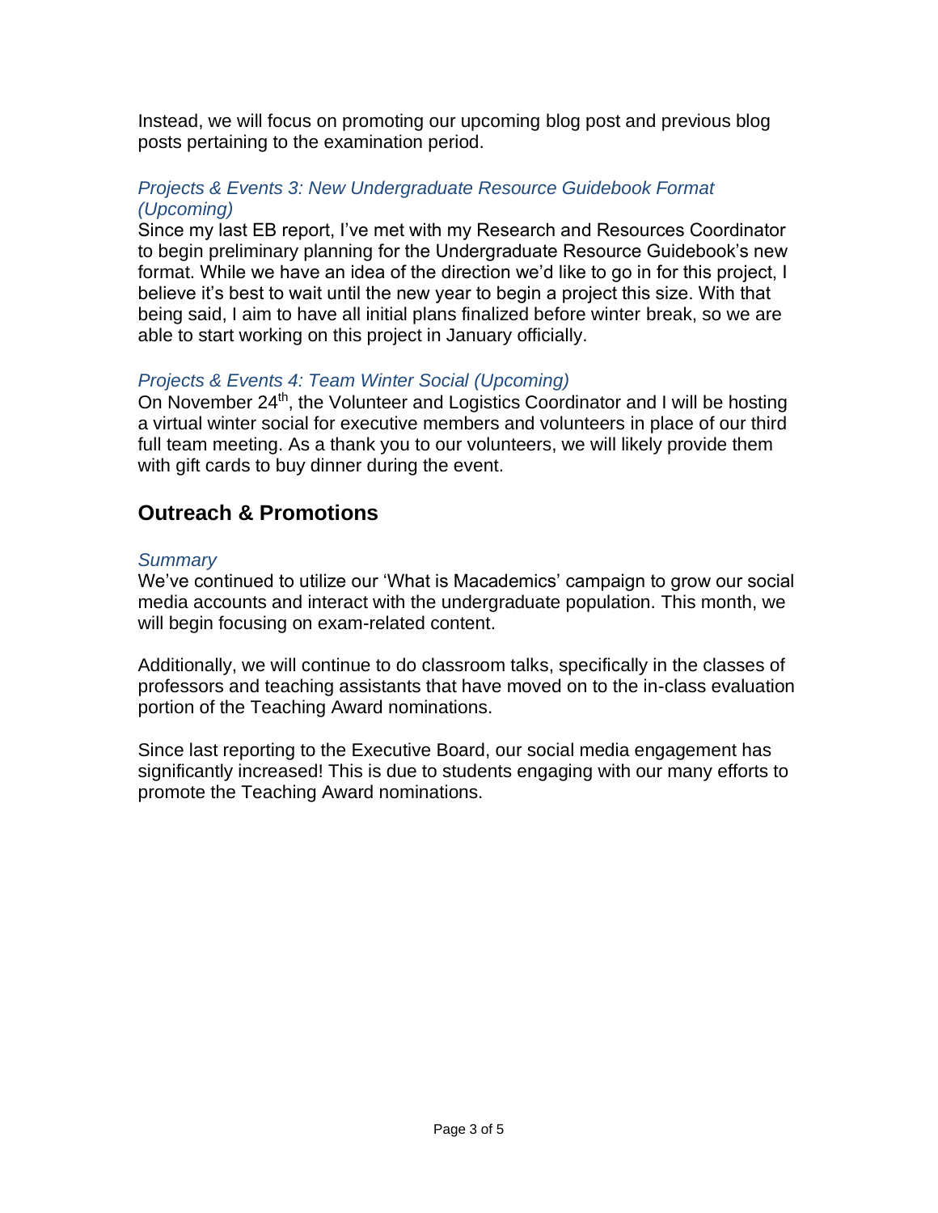Instead, we will focus on promoting our upcoming blog post and previous blog posts pertaining to the examination period.

### *Projects & Events 3: New Undergraduate Resource Guidebook Format (Upcoming)*

Since my last EB report, I've met with my Research and Resources Coordinator to begin preliminary planning for the Undergraduate Resource Guidebook's new format. While we have an idea of the direction we'd like to go in for this project, I believe it's best to wait until the new year to begin a project this size. With that being said, I aim to have all initial plans finalized before winter break, so we are able to start working on this project in January officially.

### *Projects & Events 4: Team Winter Social (Upcoming)*

On November 24th, the Volunteer and Logistics Coordinator and I will be hosting a virtual winter social for executive members and volunteers in place of our third full team meeting. As a thank you to our volunteers, we will likely provide them with gift cards to buy dinner during the event.

## Outreach & Promotions

### *Summary*

We've continued to utilize our 'What is Macademics' campaign to grow our social media accounts and interact with the undergraduate population. This month, we will begin focusing on exam-related content.

Additionally, we will continue to do classroom talks, specifically in the classes of professors and teaching assistants that have moved on to the in-class evaluation portion of the Teaching Award nominations.

Since last reporting to the Executive Board, our social media engagement has significantly increased! This is due to students engaging with our many efforts to promote the Teaching Award nominations.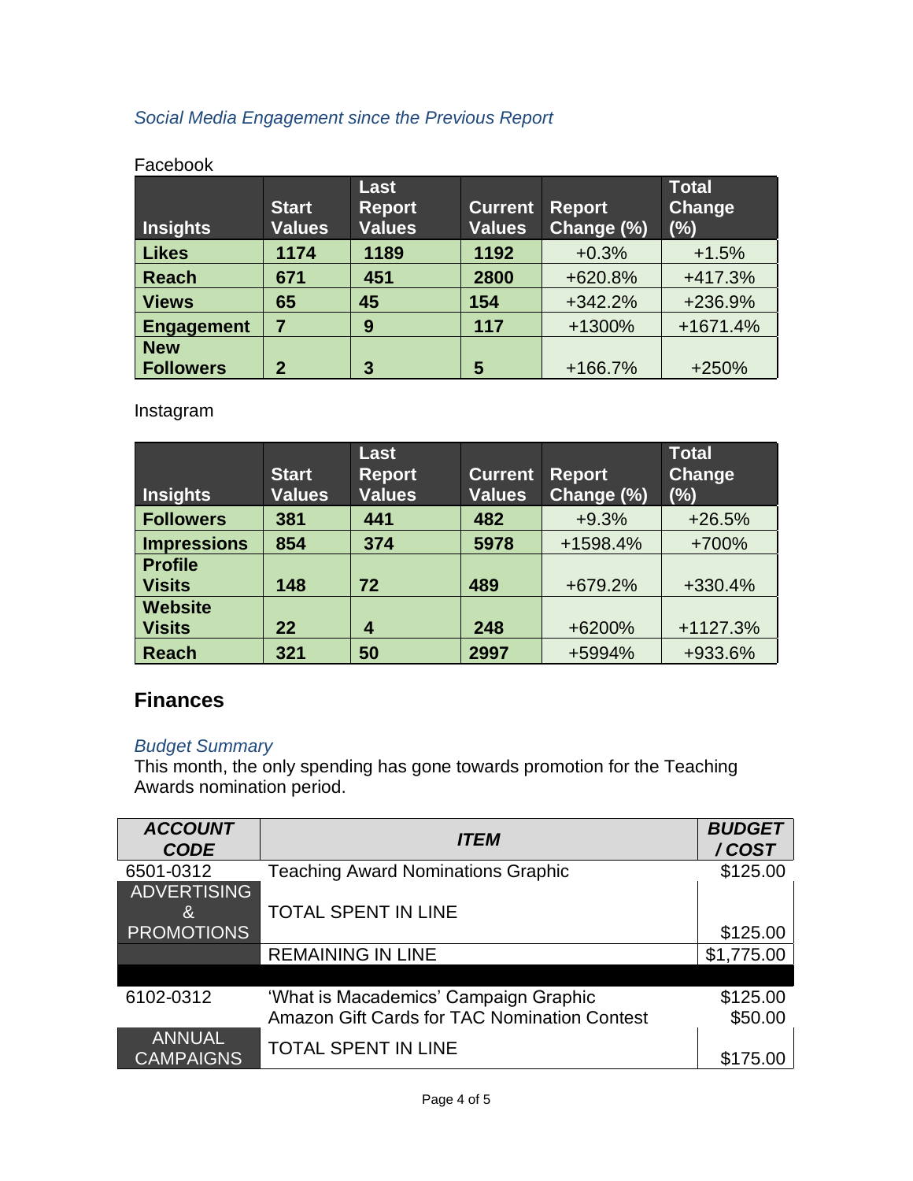*Social Media Engagement since the Previous Report*

Facebook

| Insights | Start Values | Last Report Values | Current Values | Report Change (%) | Total Change (%) |
|---|---|---|---|---|---|
| **Likes** | **1174** | **1189** | **1192** | +0.3% | +1.5% |
| **Reach** | **671** | **451** | **2800** | +620.8% | +417.3% |
| **Views** | **65** | **45** | **154** | +342.2% | +236.9% |
| **Engagement** | **7** | **9** | **117** | +1300% | +1671.4% |
| **New Followers** | **2** | **3** | **5** | +166.7% | +250% |

Instagram

| Insights | Start Values | Last Report Values | Current Values | Report Change (%) | Total Change (%) |
|---|---|---|---|---|---|
| **Followers** | **381** | **441** | **482** | +9.3% | +26.5% |
| **Impressions** | **854** | **374** | **5978** | +1598.4% | +700% |
| **Profile Visits** | **148** | **72** | **489** | +679.2% | +330.4% |
| **Website Visits** | **22** | **4** | **248** | +6200% | +1127.3% |
| **Reach** | **321** | **50** | **2997** | +5994% | +933.6% |

## Finances

*Budget Summary*

This month, the only spending has gone towards promotion for the Teaching Awards nomination period.

| *ACCOUNT CODE* | *ITEM* | *BUDGET / COST* |
|---|---|---|
| 6501-0312 | Teaching Award Nominations Graphic | $125.00 |
| ADVERTISING & PROMOTIONS | TOTAL SPENT IN LINE | $125.00 |
| | REMAINING IN LINE | $1,775.00 |
| | | |
| 6102-0312 | 'What is Macademics' Campaign Graphic<br>Amazon Gift Cards for TAC Nomination Contest | $125.00<br>$50.00 |
| ANNUAL CAMPAIGNS | TOTAL SPENT IN LINE | $175.00 |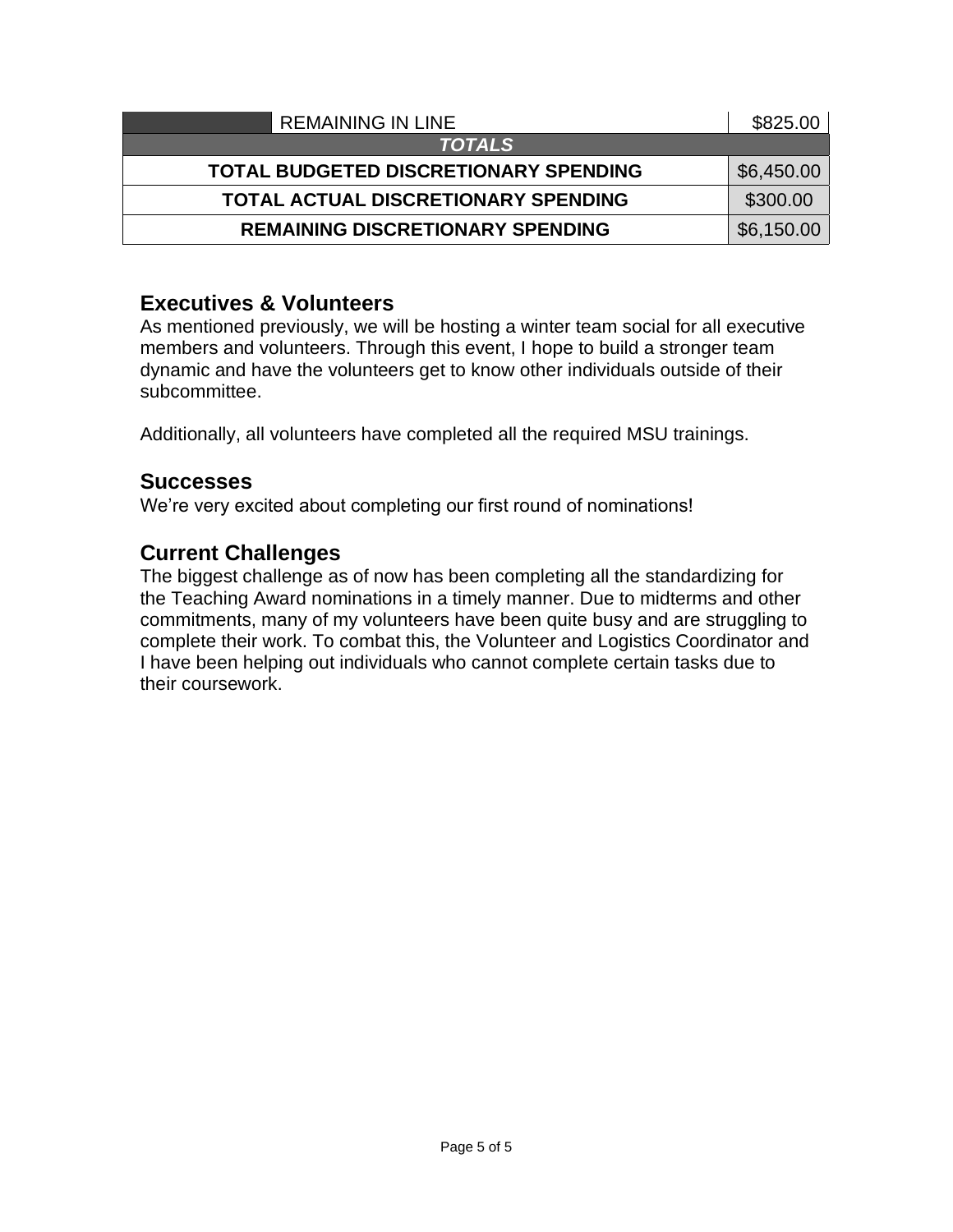| | | |
|---|---|---|
| | REMAINING IN LINE | $825.00 |
| ***TOTALS*** | | |
| **TOTAL BUDGETED DISCRETIONARY SPENDING** | | $6,450.00 |
| **TOTAL ACTUAL DISCRETIONARY SPENDING** | | $300.00 |
| **REMAINING DISCRETIONARY SPENDING** | | $6,150.00 |

## Executives & Volunteers

As mentioned previously, we will be hosting a winter team social for all executive members and volunteers. Through this event, I hope to build a stronger team dynamic and have the volunteers get to know other individuals outside of their subcommittee.

Additionally, all volunteers have completed all the required MSU trainings.

## Successes

We're very excited about completing our first round of nominations!

## Current Challenges

The biggest challenge as of now has been completing all the standardizing for the Teaching Award nominations in a timely manner. Due to midterms and other commitments, many of my volunteers have been quite busy and are struggling to complete their work. To combat this, the Volunteer and Logistics Coordinator and I have been helping out individuals who cannot complete certain tasks due to their coursework.